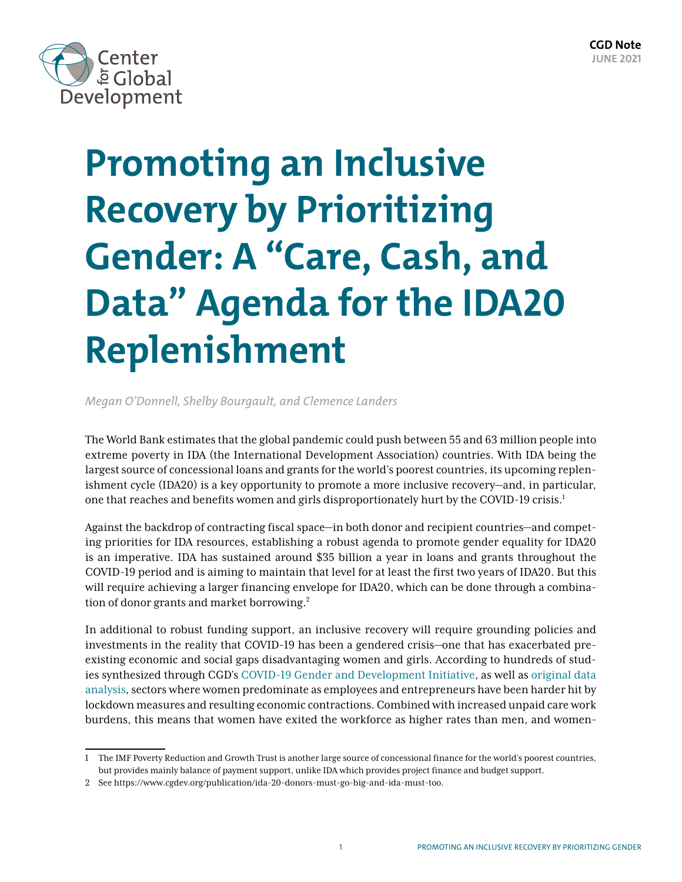CGD Note
JUNE 2021

# Promoting an Inclusive Recovery by Prioritizing Gender: A "Care, Cash, and Data" Agenda for the IDA20 Replenishment

*Megan O'Donnell, Shelby Bourgault, and Clemence Landers*

The World Bank estimates that the global pandemic could push between 55 and 63 million people into extreme poverty in IDA (the International Development Association) countries. With IDA being the largest source of concessional loans and grants for the world's poorest countries, its upcoming replenishment cycle (IDA20) is a key opportunity to promote a more inclusive recovery—and, in particular, one that reaches and benefits women and girls disproportionately hurt by the COVID-19 crisis.[1]

Against the backdrop of contracting fiscal space—in both donor and recipient countries—and competing priorities for IDA resources, establishing a robust agenda to promote gender equality for IDA20 is an imperative. IDA has sustained around $35 billion a year in loans and grants throughout the COVID-19 period and is aiming to maintain that level for at least the first two years of IDA20. But this will require achieving a larger financing envelope for IDA20, which can be done through a combination of donor grants and market borrowing.[2]

In additional to robust funding support, an inclusive recovery will require grounding policies and investments in the reality that COVID-19 has been a gendered crisis—one that has exacerbated preexisting economic and social gaps disadvantaging women and girls. According to hundreds of studies synthesized through CGD's COVID-19 Gender and Development Initiative, as well as original data analysis, sectors where women predominate as employees and entrepreneurs have been harder hit by lockdown measures and resulting economic contractions. Combined with increased unpaid care work burdens, this means that women have exited the workforce as higher rates than men, and women-

---

1 The IMF Poverty Reduction and Growth Trust is another large source of concessional finance for the world's poorest countries, but provides mainly balance of payment support, unlike IDA which provides project finance and budget support.

2 See https://www.cgdev.org/publication/ida-20-donors-must-go-big-and-ida-must-too.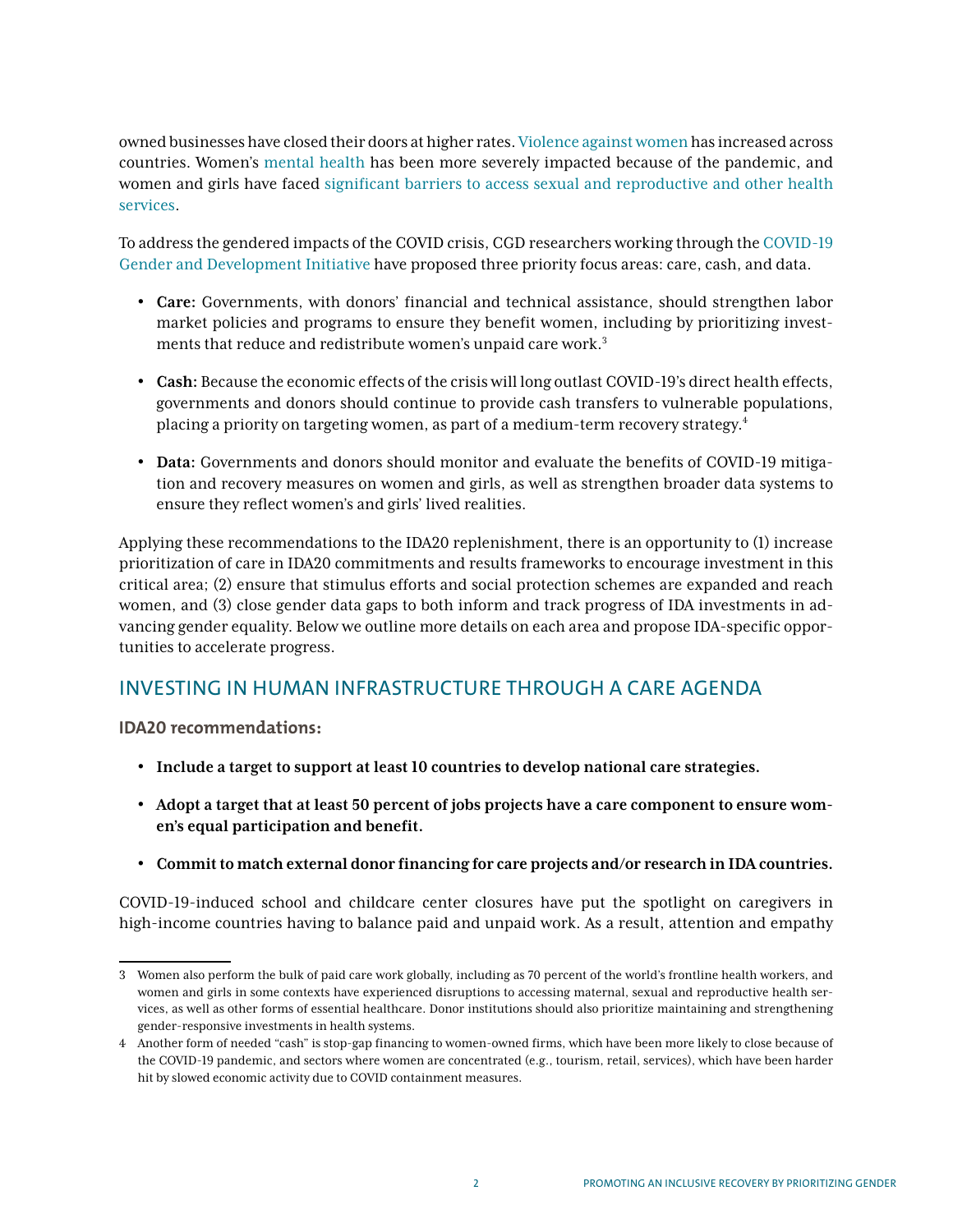owned businesses have closed their doors at higher rates. Violence against women has increased across countries. Women's mental health has been more severely impacted because of the pandemic, and women and girls have faced significant barriers to access sexual and reproductive and other health services.

To address the gendered impacts of the COVID crisis, CGD researchers working through the COVID-19 Gender and Development Initiative have proposed three priority focus areas: care, cash, and data.

- **Care:** Governments, with donors' financial and technical assistance, should strengthen labor market policies and programs to ensure they benefit women, including by prioritizing investments that reduce and redistribute women's unpaid care work.[3]
- **Cash:** Because the economic effects of the crisis will long outlast COVID-19's direct health effects, governments and donors should continue to provide cash transfers to vulnerable populations, placing a priority on targeting women, as part of a medium-term recovery strategy.[4]
- **Data:** Governments and donors should monitor and evaluate the benefits of COVID-19 mitigation and recovery measures on women and girls, as well as strengthen broader data systems to ensure they reflect women's and girls' lived realities.

Applying these recommendations to the IDA20 replenishment, there is an opportunity to (1) increase prioritization of care in IDA20 commitments and results frameworks to encourage investment in this critical area; (2) ensure that stimulus efforts and social protection schemes are expanded and reach women, and (3) close gender data gaps to both inform and track progress of IDA investments in advancing gender equality. Below we outline more details on each area and propose IDA-specific opportunities to accelerate progress.

## INVESTING IN HUMAN INFRASTRUCTURE THROUGH A CARE AGENDA

**IDA20 recommendations:**

- **Include a target to support at least 10 countries to develop national care strategies.**
- **Adopt a target that at least 50 percent of jobs projects have a care component to ensure women's equal participation and benefit.**
- **Commit to match external donor financing for care projects and/or research in IDA countries.**

COVID-19-induced school and childcare center closures have put the spotlight on caregivers in high-income countries having to balance paid and unpaid work. As a result, attention and empathy

3 Women also perform the bulk of paid care work globally, including as 70 percent of the world's frontline health workers, and women and girls in some contexts have experienced disruptions to accessing maternal, sexual and reproductive health services, as well as other forms of essential healthcare. Donor institutions should also prioritize maintaining and strengthening gender-responsive investments in health systems.

4 Another form of needed "cash" is stop-gap financing to women-owned firms, which have been more likely to close because of the COVID-19 pandemic, and sectors where women are concentrated (e.g., tourism, retail, services), which have been harder hit by slowed economic activity due to COVID containment measures.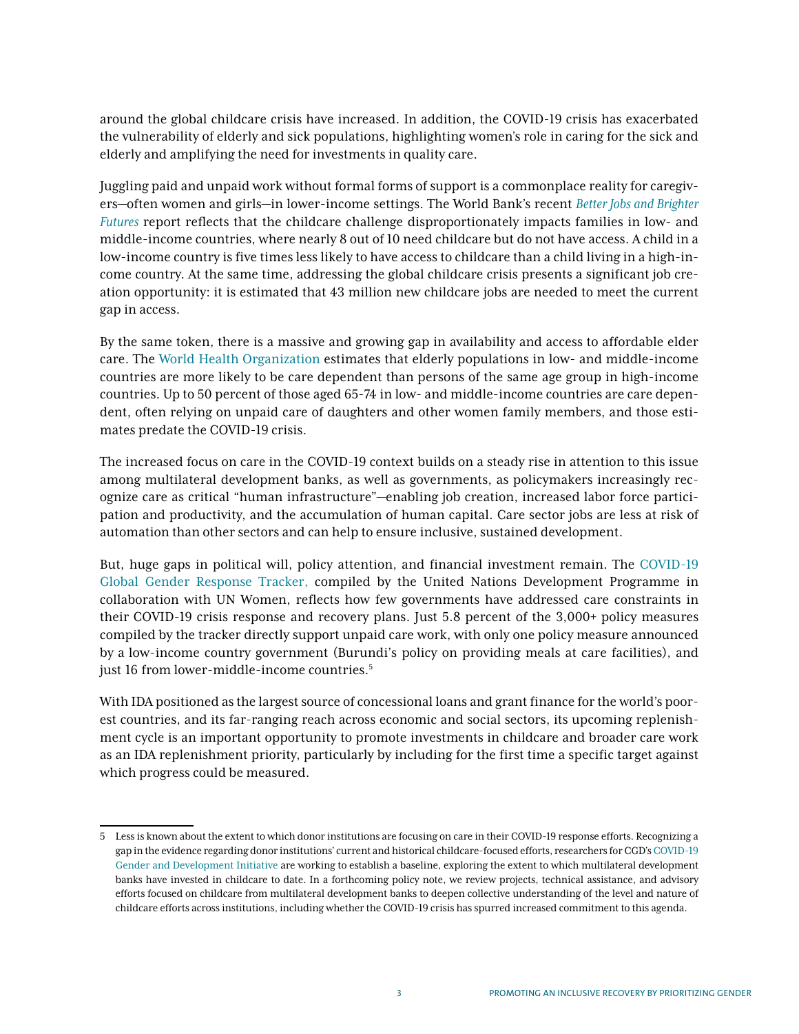around the global childcare crisis have increased. In addition, the COVID-19 crisis has exacerbated the vulnerability of elderly and sick populations, highlighting women's role in caring for the sick and elderly and amplifying the need for investments in quality care.

Juggling paid and unpaid work without formal forms of support is a commonplace reality for caregivers—often women and girls—in lower-income settings. The World Bank's recent *Better Jobs and Brighter Futures* report reflects that the childcare challenge disproportionately impacts families in low- and middle-income countries, where nearly 8 out of 10 need childcare but do not have access. A child in a low-income country is five times less likely to have access to childcare than a child living in a high-income country. At the same time, addressing the global childcare crisis presents a significant job creation opportunity: it is estimated that 43 million new childcare jobs are needed to meet the current gap in access.

By the same token, there is a massive and growing gap in availability and access to affordable elder care. The World Health Organization estimates that elderly populations in low- and middle-income countries are more likely to be care dependent than persons of the same age group in high-income countries. Up to 50 percent of those aged 65-74 in low- and middle-income countries are care dependent, often relying on unpaid care of daughters and other women family members, and those estimates predate the COVID-19 crisis.

The increased focus on care in the COVID-19 context builds on a steady rise in attention to this issue among multilateral development banks, as well as governments, as policymakers increasingly recognize care as critical "human infrastructure"—enabling job creation, increased labor force participation and productivity, and the accumulation of human capital. Care sector jobs are less at risk of automation than other sectors and can help to ensure inclusive, sustained development.

But, huge gaps in political will, policy attention, and financial investment remain. The COVID-19 Global Gender Response Tracker, compiled by the United Nations Development Programme in collaboration with UN Women, reflects how few governments have addressed care constraints in their COVID-19 crisis response and recovery plans. Just 5.8 percent of the 3,000+ policy measures compiled by the tracker directly support unpaid care work, with only one policy measure announced by a low-income country government (Burundi's policy on providing meals at care facilities), and just 16 from lower-middle-income countries.[5]

With IDA positioned as the largest source of concessional loans and grant finance for the world's poorest countries, and its far-ranging reach across economic and social sectors, its upcoming replenishment cycle is an important opportunity to promote investments in childcare and broader care work as an IDA replenishment priority, particularly by including for the first time a specific target against which progress could be measured.

---

5 Less is known about the extent to which donor institutions are focusing on care in their COVID-19 response efforts. Recognizing a gap in the evidence regarding donor institutions' current and historical childcare-focused efforts, researchers for CGD's COVID-19 Gender and Development Initiative are working to establish a baseline, exploring the extent to which multilateral development banks have invested in childcare to date. In a forthcoming policy note, we review projects, technical assistance, and advisory efforts focused on childcare from multilateral development banks to deepen collective understanding of the level and nature of childcare efforts across institutions, including whether the COVID-19 crisis has spurred increased commitment to this agenda.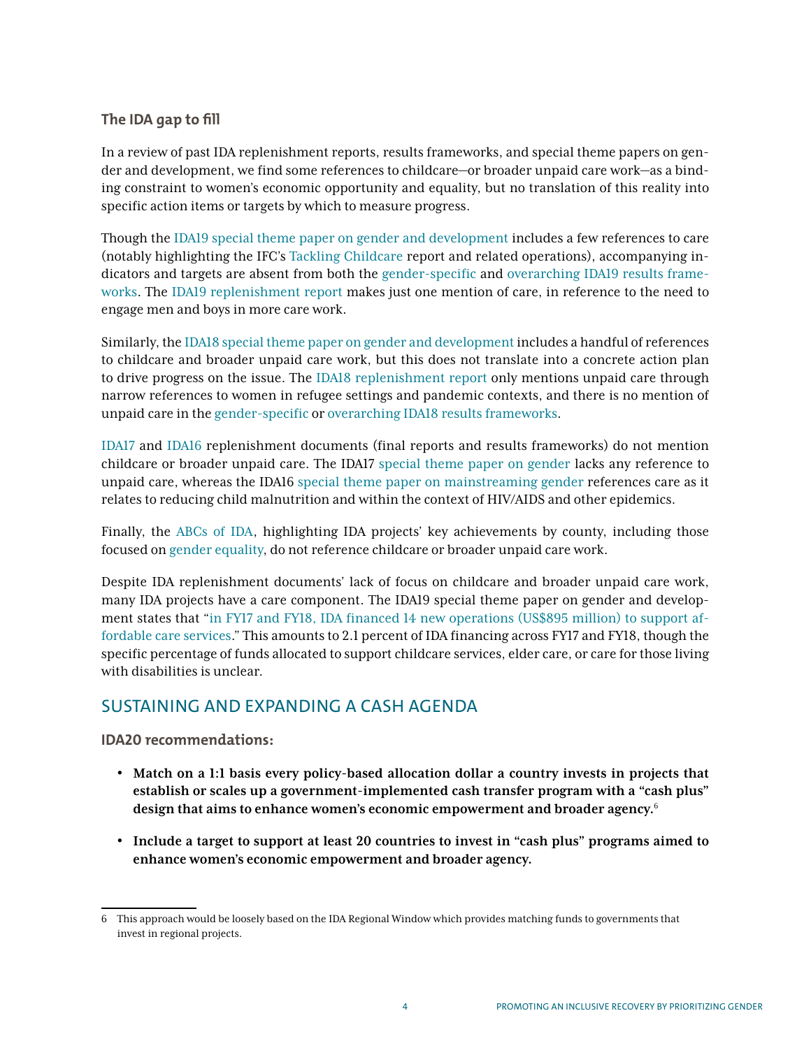### The IDA gap to fill

In a review of past IDA replenishment reports, results frameworks, and special theme papers on gender and development, we find some references to childcare—or broader unpaid care work—as a binding constraint to women's economic opportunity and equality, but no translation of this reality into specific action items or targets by which to measure progress.

Though the IDA19 special theme paper on gender and development includes a few references to care (notably highlighting the IFC's Tackling Childcare report and related operations), accompanying indicators and targets are absent from both the gender-specific and overarching IDA19 results frameworks. The IDA19 replenishment report makes just one mention of care, in reference to the need to engage men and boys in more care work.

Similarly, the IDA18 special theme paper on gender and development includes a handful of references to childcare and broader unpaid care work, but this does not translate into a concrete action plan to drive progress on the issue. The IDA18 replenishment report only mentions unpaid care through narrow references to women in refugee settings and pandemic contexts, and there is no mention of unpaid care in the gender-specific or overarching IDA18 results frameworks.

IDA17 and IDA16 replenishment documents (final reports and results frameworks) do not mention childcare or broader unpaid care. The IDA17 special theme paper on gender lacks any reference to unpaid care, whereas the IDA16 special theme paper on mainstreaming gender references care as it relates to reducing child malnutrition and within the context of HIV/AIDS and other epidemics.

Finally, the ABCs of IDA, highlighting IDA projects' key achievements by county, including those focused on gender equality, do not reference childcare or broader unpaid care work.

Despite IDA replenishment documents' lack of focus on childcare and broader unpaid care work, many IDA projects have a care component. The IDA19 special theme paper on gender and development states that "in FY17 and FY18, IDA financed 14 new operations (US$895 million) to support affordable care services." This amounts to 2.1 percent of IDA financing across FY17 and FY18, though the specific percentage of funds allocated to support childcare services, elder care, or care for those living with disabilities is unclear.

## SUSTAINING AND EXPANDING A CASH AGENDA

**IDA20 recommendations:**

- **Match on a 1:1 basis every policy-based allocation dollar a country invests in projects that establish or scales up a government-implemented cash transfer program with a "cash plus" design that aims to enhance women's economic empowerment and broader agency.**[6]
- **Include a target to support at least 20 countries to invest in "cash plus" programs aimed to enhance women's economic empowerment and broader agency.**

---

6 This approach would be loosely based on the IDA Regional Window which provides matching funds to governments that invest in regional projects.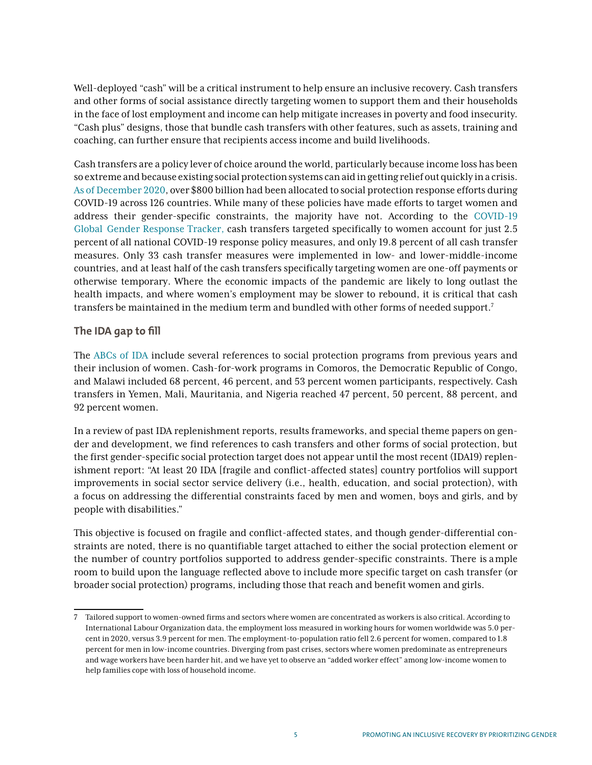Well-deployed "cash" will be a critical instrument to help ensure an inclusive recovery. Cash transfers and other forms of social assistance directly targeting women to support them and their households in the face of lost employment and income can help mitigate increases in poverty and food insecurity. "Cash plus" designs, those that bundle cash transfers with other features, such as assets, training and coaching, can further ensure that recipients access income and build livelihoods.

Cash transfers are a policy lever of choice around the world, particularly because income loss has been so extreme and because existing social protection systems can aid in getting relief out quickly in a crisis. As of December 2020, over $800 billion had been allocated to social protection response efforts during COVID-19 across 126 countries. While many of these policies have made efforts to target women and address their gender-specific constraints, the majority have not. According to the COVID-19 Global Gender Response Tracker, cash transfers targeted specifically to women account for just 2.5 percent of all national COVID-19 response policy measures, and only 19.8 percent of all cash transfer measures. Only 33 cash transfer measures were implemented in low- and lower-middle-income countries, and at least half of the cash transfers specifically targeting women are one-off payments or otherwise temporary. Where the economic impacts of the pandemic are likely to long outlast the health impacts, and where women's employment may be slower to rebound, it is critical that cash transfers be maintained in the medium term and bundled with other forms of needed support.[7]

### The IDA gap to fill

The ABCs of IDA include several references to social protection programs from previous years and their inclusion of women. Cash-for-work programs in Comoros, the Democratic Republic of Congo, and Malawi included 68 percent, 46 percent, and 53 percent women participants, respectively. Cash transfers in Yemen, Mali, Mauritania, and Nigeria reached 47 percent, 50 percent, 88 percent, and 92 percent women.

In a review of past IDA replenishment reports, results frameworks, and special theme papers on gender and development, we find references to cash transfers and other forms of social protection, but the first gender-specific social protection target does not appear until the most recent (IDA19) replenishment report: "At least 20 IDA [fragile and conflict-affected states] country portfolios will support improvements in social sector service delivery (i.e., health, education, and social protection), with a focus on addressing the differential constraints faced by men and women, boys and girls, and by people with disabilities."

This objective is focused on fragile and conflict-affected states, and though gender-differential constraints are noted, there is no quantifiable target attached to either the social protection element or the number of country portfolios supported to address gender-specific constraints. There is ample room to build upon the language reflected above to include more specific target on cash transfer (or broader social protection) programs, including those that reach and benefit women and girls.

---

7 Tailored support to women-owned firms and sectors where women are concentrated as workers is also critical. According to International Labour Organization data, the employment loss measured in working hours for women worldwide was 5.0 percent in 2020, versus 3.9 percent for men. The employment-to-population ratio fell 2.6 percent for women, compared to 1.8 percent for men in low-income countries. Diverging from past crises, sectors where women predominate as entrepreneurs and wage workers have been harder hit, and we have yet to observe an "added worker effect" among low-income women to help families cope with loss of household income.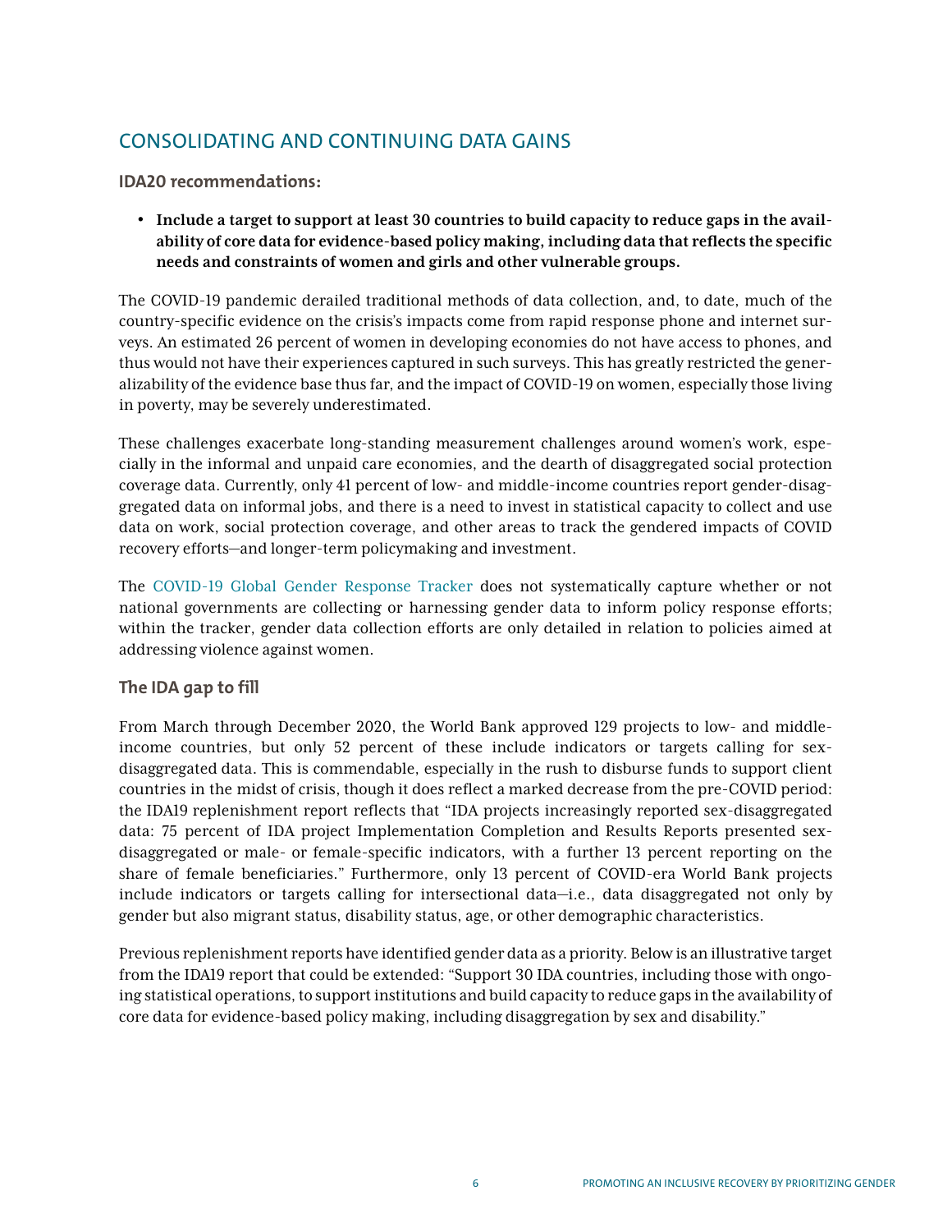## CONSOLIDATING AND CONTINUING DATA GAINS

### IDA20 recommendations:

- **Include a target to support at least 30 countries to build capacity to reduce gaps in the availability of core data for evidence-based policy making, including data that reflects the specific needs and constraints of women and girls and other vulnerable groups.**

The COVID-19 pandemic derailed traditional methods of data collection, and, to date, much of the country-specific evidence on the crisis's impacts come from rapid response phone and internet surveys. An estimated 26 percent of women in developing economies do not have access to phones, and thus would not have their experiences captured in such surveys. This has greatly restricted the generalizability of the evidence base thus far, and the impact of COVID-19 on women, especially those living in poverty, may be severely underestimated.

These challenges exacerbate long-standing measurement challenges around women's work, especially in the informal and unpaid care economies, and the dearth of disaggregated social protection coverage data. Currently, only 41 percent of low- and middle-income countries report gender-disaggregated data on informal jobs, and there is a need to invest in statistical capacity to collect and use data on work, social protection coverage, and other areas to track the gendered impacts of COVID recovery efforts—and longer-term policymaking and investment.

The COVID-19 Global Gender Response Tracker does not systematically capture whether or not national governments are collecting or harnessing gender data to inform policy response efforts; within the tracker, gender data collection efforts are only detailed in relation to policies aimed at addressing violence against women.

### The IDA gap to fill

From March through December 2020, the World Bank approved 129 projects to low- and middle-income countries, but only 52 percent of these include indicators or targets calling for sex-disaggregated data. This is commendable, especially in the rush to disburse funds to support client countries in the midst of crisis, though it does reflect a marked decrease from the pre-COVID period: the IDA19 replenishment report reflects that "IDA projects increasingly reported sex-disaggregated data: 75 percent of IDA project Implementation Completion and Results Reports presented sex-disaggregated or male- or female-specific indicators, with a further 13 percent reporting on the share of female beneficiaries." Furthermore, only 13 percent of COVID-era World Bank projects include indicators or targets calling for intersectional data—i.e., data disaggregated not only by gender but also migrant status, disability status, age, or other demographic characteristics.

Previous replenishment reports have identified gender data as a priority. Below is an illustrative target from the IDA19 report that could be extended: "Support 30 IDA countries, including those with ongoing statistical operations, to support institutions and build capacity to reduce gaps in the availability of core data for evidence-based policy making, including disaggregation by sex and disability."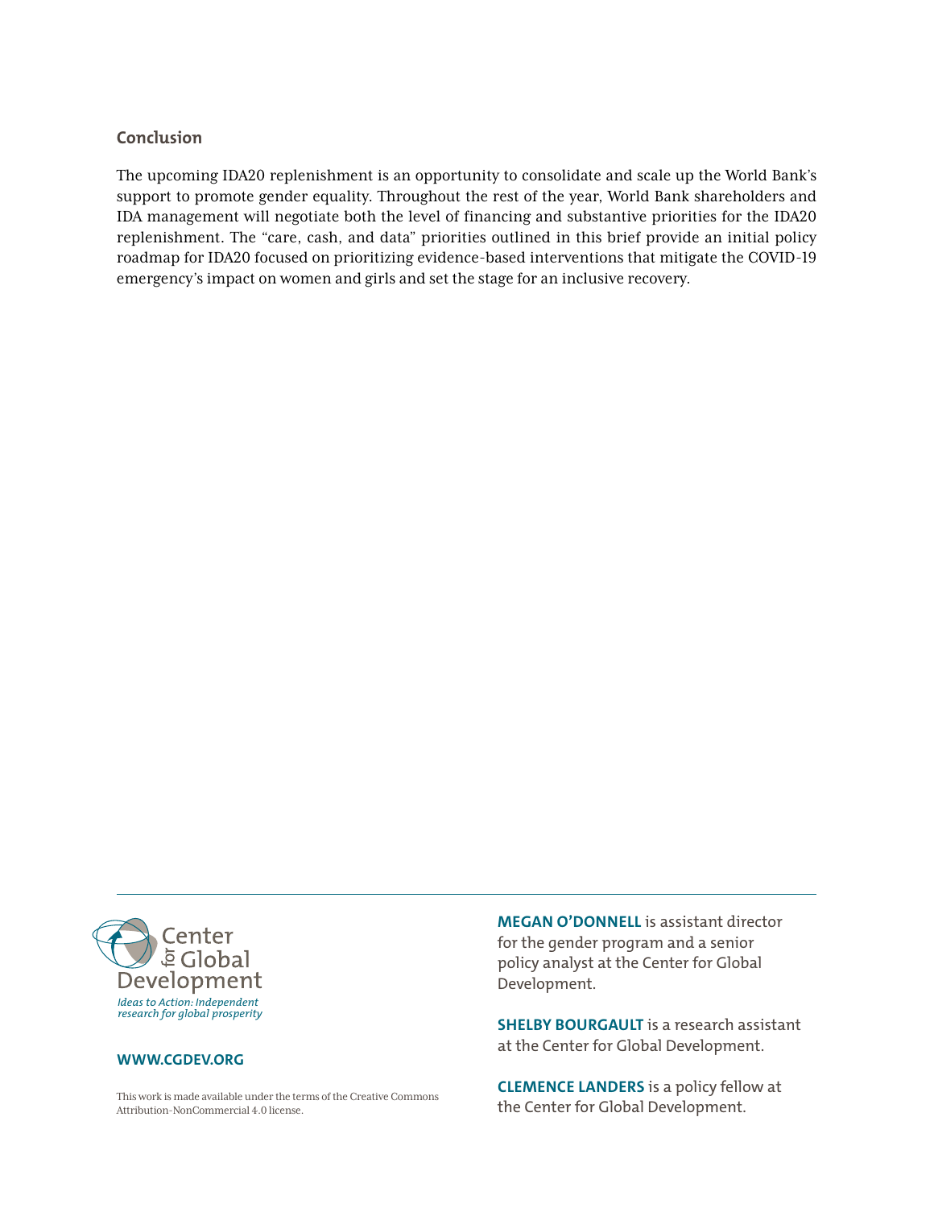## Conclusion

The upcoming IDA20 replenishment is an opportunity to consolidate and scale up the World Bank's support to promote gender equality. Throughout the rest of the year, World Bank shareholders and IDA management will negotiate both the level of financing and substantive priorities for the IDA20 replenishment. The "care, cash, and data" priorities outlined in this brief provide an initial policy roadmap for IDA20 focused on prioritizing evidence-based interventions that mitigate the COVID-19 emergency's impact on women and girls and set the stage for an inclusive recovery.

---

Center for Global Development

*Ideas to Action: Independent research for global prosperity*

**WWW.CGDEV.ORG**

This work is made available under the terms of the Creative Commons Attribution-NonCommercial 4.0 license.

**MEGAN O'DONNELL** is assistant director for the gender program and a senior policy analyst at the Center for Global Development.

**SHELBY BOURGAULT** is a research assistant at the Center for Global Development.

**CLEMENCE LANDERS** is a policy fellow at the Center for Global Development.